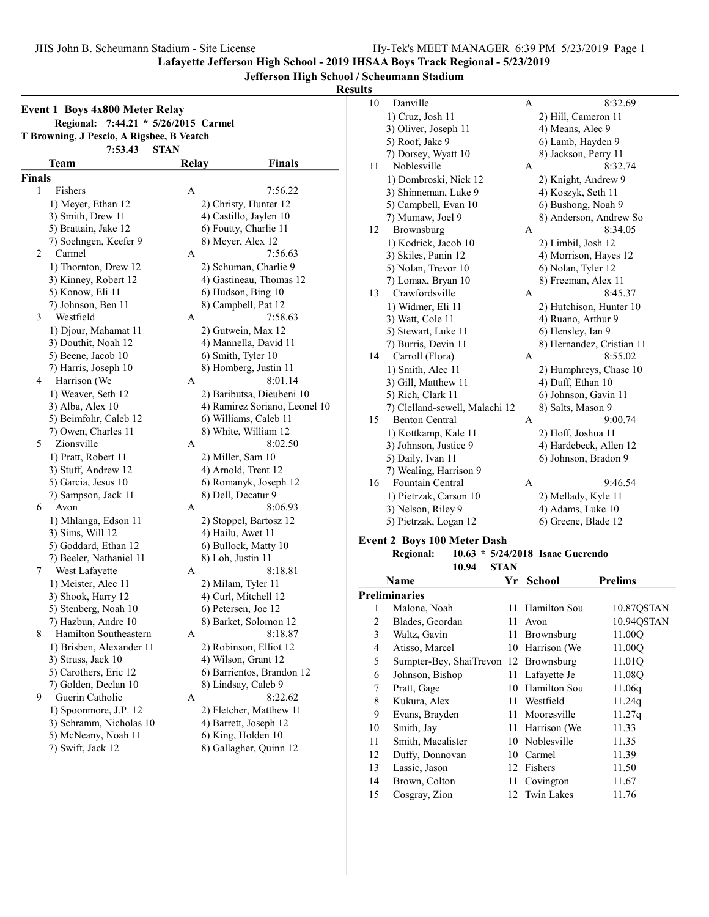**Lafayette Jefferson High School - 2019 IHSAA Boys Track Regional - 5/23/2019**

**Jefferson High School / Scheumann Stadium**

**Results**

### Event 1 Boys 4x800 Meter Relay

Regional: 7:44.21 * 5/26/2015 Carmel
T Browning, J Pescio, A Rigsbee, B Veatch
7:53.43 STAN

| | Team | Relay | Finals |
|---|---|---|---|
| **Finals** | | | |
| 1 | Fishers | A | 7:56.22 |
| | 1) Meyer, Ethan 12 | 2) Christy, Hunter 12 | |
| | 3) Smith, Drew 11 | 4) Castillo, Jaylen 10 | |
| | 5) Brattain, Jake 12 | 6) Foutty, Charlie 11 | |
| | 7) Soehngen, Keefer 9 | 8) Meyer, Alex 12 | |
| 2 | Carmel | A | 7:56.63 |
| | 1) Thornton, Drew 12 | 2) Schuman, Charlie 9 | |
| | 3) Kinney, Robert 12 | 4) Gastineau, Thomas 12 | |
| | 5) Konow, Eli 11 | 6) Hudson, Bing 10 | |
| | 7) Johnson, Ben 11 | 8) Campbell, Pat 12 | |
| 3 | Westfield | A | 7:58.63 |
| | 1) Djour, Mahamat 11 | 2) Gutwein, Max 12 | |
| | 3) Douthit, Noah 12 | 4) Mannella, David 11 | |
| | 5) Beene, Jacob 10 | 6) Smith, Tyler 10 | |
| | 7) Harris, Joseph 10 | 8) Homberg, Justin 11 | |
| 4 | Harrison (We | A | 8:01.14 |
| | 1) Weaver, Seth 12 | 2) Baributsa, Dieubeni 10 | |
| | 3) Alba, Alex 10 | 4) Ramirez Soriano, Leonel 10 | |
| | 5) Beimfohr, Caleb 12 | 6) Williams, Caleb 11 | |
| | 7) Owen, Charles 11 | 8) White, William 12 | |
| 5 | Zionsville | A | 8:02.50 |
| | 1) Pratt, Robert 11 | 2) Miller, Sam 10 | |
| | 3) Stuff, Andrew 12 | 4) Arnold, Trent 12 | |
| | 5) Garcia, Jesus 10 | 6) Romanyk, Joseph 12 | |
| | 7) Sampson, Jack 11 | 8) Dell, Decatur 9 | |
| 6 | Avon | A | 8:06.93 |
| | 1) Mhlanga, Edson 11 | 2) Stoppel, Bartosz 12 | |
| | 3) Sims, Will 12 | 4) Hailu, Awet 11 | |
| | 5) Goddard, Ethan 12 | 6) Bullock, Matty 10 | |
| | 7) Beeler, Nathaniel 11 | 8) Loh, Justin 11 | |
| 7 | West Lafayette | A | 8:18.81 |
| | 1) Meister, Alec 11 | 2) Milam, Tyler 11 | |
| | 3) Shook, Harry 12 | 4) Curl, Mitchell 12 | |
| | 5) Stenberg, Noah 10 | 6) Petersen, Joe 12 | |
| | 7) Hazbun, Andre 10 | 8) Barket, Solomon 12 | |
| 8 | Hamilton Southeastern | A | 8:18.87 |
| | 1) Brisben, Alexander 11 | 2) Robinson, Elliot 12 | |
| | 3) Struss, Jack 10 | 4) Wilson, Grant 12 | |
| | 5) Carothers, Eric 12 | 6) Barrientos, Brandon 12 | |
| | 7) Golden, Declan 10 | 8) Lindsay, Caleb 9 | |
| 9 | Guerin Catholic | A | 8:22.62 |
| | 1) Spoonmore, J.P. 12 | 2) Fletcher, Matthew 11 | |
| | 3) Schramm, Nicholas 10 | 4) Barrett, Joseph 12 | |
| | 5) McNeany, Noah 11 | 6) King, Holden 10 | |
| | 7) Swift, Jack 12 | 8) Gallagher, Quinn 12 | |
| 10 | Danville | A | 8:32.69 |
| | 1) Cruz, Josh 11 | 2) Hill, Cameron 11 | |
| | 3) Oliver, Joseph 11 | 4) Means, Alec 9 | |
| | 5) Roof, Jake 9 | 6) Lamb, Hayden 9 | |
| | 7) Dorsey, Wyatt 10 | 8) Jackson, Perry 11 | |
| 11 | Noblesville | A | 8:32.74 |
| | 1) Dombroski, Nick 12 | 2) Knight, Andrew 9 | |
| | 3) Shinneman, Luke 9 | 4) Koszyk, Seth 11 | |
| | 5) Campbell, Evan 10 | 6) Bushong, Noah 9 | |
| | 7) Mumaw, Joel 9 | 8) Anderson, Andrew So | |
| 12 | Brownsburg | A | 8:34.05 |
| | 1) Kodrick, Jacob 10 | 2) Limbil, Josh 12 | |
| | 3) Skiles, Panin 12 | 4) Morrison, Hayes 12 | |
| | 5) Nolan, Trevor 10 | 6) Nolan, Tyler 12 | |
| | 7) Lomax, Bryan 10 | 8) Freeman, Alex 11 | |
| 13 | Crawfordsville | A | 8:45.37 |
| | 1) Widmer, Eli 11 | 2) Hutchison, Hunter 10 | |
| | 3) Watt, Cole 11 | 4) Ruano, Arthur 9 | |
| | 5) Stewart, Luke 11 | 6) Hensley, Ian 9 | |
| | 7) Burris, Devin 11 | 8) Hernandez, Cristian 11 | |
| 14 | Carroll (Flora) | A | 8:55.02 |
| | 1) Smith, Alec 11 | 2) Humphreys, Chase 10 | |
| | 3) Gill, Matthew 11 | 4) Duff, Ethan 10 | |
| | 5) Rich, Clark 11 | 6) Johnson, Gavin 11 | |
| | 7) Clelland-sewell, Malachi 12 | 8) Salts, Mason 9 | |
| 15 | Benton Central | A | 9:00.74 |
| | 1) Kottkamp, Kale 11 | 2) Hoff, Joshua 11 | |
| | 3) Johnson, Justice 9 | 4) Hardebeck, Allen 12 | |
| | 5) Daily, Ivan 11 | 6) Johnson, Bradon 9 | |
| | 7) Wealing, Harrison 9 | | |
| 16 | Fountain Central | A | 9:46.54 |
| | 1) Pietrzak, Carson 10 | 2) Mellady, Kyle 11 | |
| | 3) Nelson, Riley 9 | 4) Adams, Luke 10 | |
| | 5) Pietrzak, Logan 12 | 6) Greene, Blade 12 | |

### Event 2 Boys 100 Meter Dash

Regional: 10.63 * 5/24/2018 Isaac Guerendo
10.94 STAN

| | Name | Yr | School | Prelims |
|---|---|---|---|---|
| **Preliminaries** | | | | |
| 1 | Malone, Noah | 11 | Hamilton Sou | 10.87QSTAN |
| 2 | Blades, Geordan | 11 | Avon | 10.94QSTAN |
| 3 | Waltz, Gavin | 11 | Brownsburg | 11.00Q |
| 4 | Atisso, Marcel | 10 | Harrison (We | 11.00Q |
| 5 | Sumpter-Bey, ShaiTrevon | 12 | Brownsburg | 11.01Q |
| 6 | Johnson, Bishop | 11 | Lafayette Je | 11.08Q |
| 7 | Pratt, Gage | 10 | Hamilton Sou | 11.06q |
| 8 | Kukura, Alex | 11 | Westfield | 11.24q |
| 9 | Evans, Brayden | 11 | Mooresville | 11.27q |
| 10 | Smith, Jay | 11 | Harrison (We | 11.33 |
| 11 | Smith, Macalister | 10 | Noblesville | 11.35 |
| 12 | Duffy, Donnovan | 10 | Carmel | 11.39 |
| 13 | Lassic, Jason | 12 | Fishers | 11.50 |
| 14 | Brown, Colton | 11 | Covington | 11.67 |
| 15 | Cosgray, Zion | 12 | Twin Lakes | 11.76 |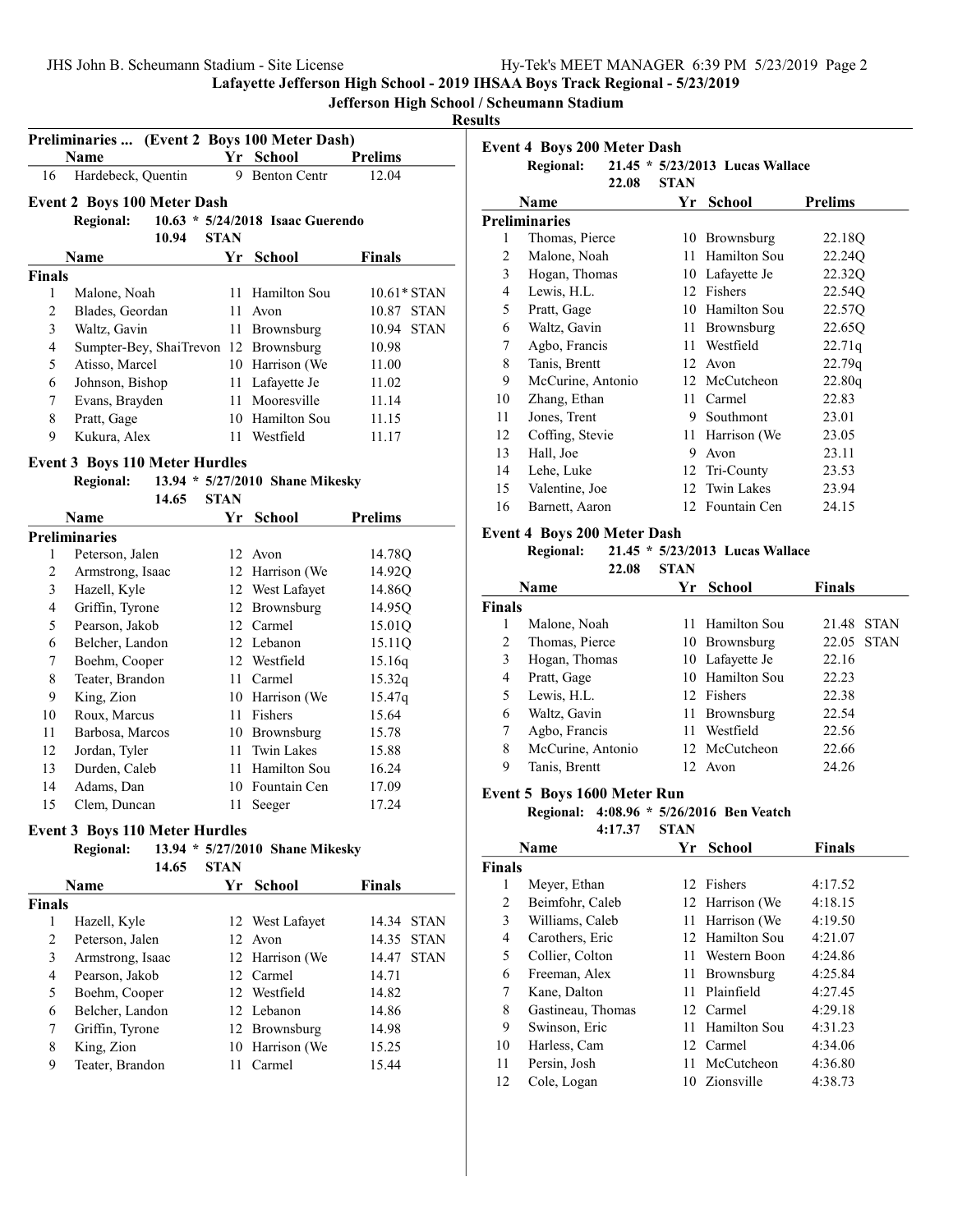Lafayette Jefferson High School - 2019 IHSAA Boys Track Regional - 5/23/2019

Jefferson High School / Scheumann Stadium

Results

### Preliminaries ... (Event 2 Boys 100 Meter Dash)

| | Name | Yr | School | Prelims |
|---|---|---|---|---|
| 16 | Hardebeck, Quentin | 9 | Benton Centr | 12.04 |

### Event 2 Boys 100 Meter Dash

**Regional:** 10.63 * 5/24/2018 Isaac Guerendo
10.94 STAN

| | Name | Yr | School | Finals | |
|---|---|---|---|---|---|
| **Finals** | | | | | |
| 1 | Malone, Noah | 11 | Hamilton Sou | 10.61* | STAN |
| 2 | Blades, Geordan | 11 | Avon | 10.87 | STAN |
| 3 | Waltz, Gavin | 11 | Brownsburg | 10.94 | STAN |
| 4 | Sumpter-Bey, ShaiTrevon | 12 | Brownsburg | 10.98 | |
| 5 | Atisso, Marcel | 10 | Harrison (We | 11.00 | |
| 6 | Johnson, Bishop | 11 | Lafayette Je | 11.02 | |
| 7 | Evans, Brayden | 11 | Mooresville | 11.14 | |
| 8 | Pratt, Gage | 10 | Hamilton Sou | 11.15 | |
| 9 | Kukura, Alex | 11 | Westfield | 11.17 | |

### Event 3 Boys 110 Meter Hurdles

**Regional:** 13.94 * 5/27/2010 Shane Mikesky
14.65 STAN

| | Name | Yr | School | Prelims |
|---|---|---|---|---|
| **Preliminaries** | | | | |
| 1 | Peterson, Jalen | 12 | Avon | 14.78Q |
| 2 | Armstrong, Isaac | 12 | Harrison (We | 14.92Q |
| 3 | Hazell, Kyle | 12 | West Lafayet | 14.86Q |
| 4 | Griffin, Tyrone | 12 | Brownsburg | 14.95Q |
| 5 | Pearson, Jakob | 12 | Carmel | 15.01Q |
| 6 | Belcher, Landon | 12 | Lebanon | 15.11Q |
| 7 | Boehm, Cooper | 12 | Westfield | 15.16q |
| 8 | Teater, Brandon | 11 | Carmel | 15.32q |
| 9 | King, Zion | 10 | Harrison (We | 15.47q |
| 10 | Roux, Marcus | 11 | Fishers | 15.64 |
| 11 | Barbosa, Marcos | 10 | Brownsburg | 15.78 |
| 12 | Jordan, Tyler | 11 | Twin Lakes | 15.88 |
| 13 | Durden, Caleb | 11 | Hamilton Sou | 16.24 |
| 14 | Adams, Dan | 10 | Fountain Cen | 17.09 |
| 15 | Clem, Duncan | 11 | Seeger | 17.24 |

### Event 3 Boys 110 Meter Hurdles

**Regional:** 13.94 * 5/27/2010 Shane Mikesky
14.65 STAN

| | Name | Yr | School | Finals | |
|---|---|---|---|---|---|
| **Finals** | | | | | |
| 1 | Hazell, Kyle | 12 | West Lafayet | 14.34 | STAN |
| 2 | Peterson, Jalen | 12 | Avon | 14.35 | STAN |
| 3 | Armstrong, Isaac | 12 | Harrison (We | 14.47 | STAN |
| 4 | Pearson, Jakob | 12 | Carmel | 14.71 | |
| 5 | Boehm, Cooper | 12 | Westfield | 14.82 | |
| 6 | Belcher, Landon | 12 | Lebanon | 14.86 | |
| 7 | Griffin, Tyrone | 12 | Brownsburg | 14.98 | |
| 8 | King, Zion | 10 | Harrison (We | 15.25 | |
| 9 | Teater, Brandon | 11 | Carmel | 15.44 | |

### Event 4 Boys 200 Meter Dash

**Regional:** 21.45 * 5/23/2013 Lucas Wallace
22.08 STAN

| | Name | Yr | School | Prelims |
|---|---|---|---|---|
| **Preliminaries** | | | | |
| 1 | Thomas, Pierce | 10 | Brownsburg | 22.18Q |
| 2 | Malone, Noah | 11 | Hamilton Sou | 22.24Q |
| 3 | Hogan, Thomas | 10 | Lafayette Je | 22.32Q |
| 4 | Lewis, H.L. | 12 | Fishers | 22.54Q |
| 5 | Pratt, Gage | 10 | Hamilton Sou | 22.57Q |
| 6 | Waltz, Gavin | 11 | Brownsburg | 22.65Q |
| 7 | Agbo, Francis | 11 | Westfield | 22.71q |
| 8 | Tanis, Brentt | 12 | Avon | 22.79q |
| 9 | McCurine, Antonio | 12 | McCutcheon | 22.80q |
| 10 | Zhang, Ethan | 11 | Carmel | 22.83 |
| 11 | Jones, Trent | 9 | Southmont | 23.01 |
| 12 | Coffing, Stevie | 11 | Harrison (We | 23.05 |
| 13 | Hall, Joe | 9 | Avon | 23.11 |
| 14 | Lehe, Luke | 12 | Tri-County | 23.53 |
| 15 | Valentine, Joe | 12 | Twin Lakes | 23.94 |
| 16 | Barnett, Aaron | 12 | Fountain Cen | 24.15 |

### Event 4 Boys 200 Meter Dash

**Regional:** 21.45 * 5/23/2013 Lucas Wallace
22.08 STAN

| | Name | Yr | School | Finals | |
|---|---|---|---|---|---|
| **Finals** | | | | | |
| 1 | Malone, Noah | 11 | Hamilton Sou | 21.48 | STAN |
| 2 | Thomas, Pierce | 10 | Brownsburg | 22.05 | STAN |
| 3 | Hogan, Thomas | 10 | Lafayette Je | 22.16 | |
| 4 | Pratt, Gage | 10 | Hamilton Sou | 22.23 | |
| 5 | Lewis, H.L. | 12 | Fishers | 22.38 | |
| 6 | Waltz, Gavin | 11 | Brownsburg | 22.54 | |
| 7 | Agbo, Francis | 11 | Westfield | 22.56 | |
| 8 | McCurine, Antonio | 12 | McCutcheon | 22.66 | |
| 9 | Tanis, Brentt | 12 | Avon | 24.26 | |

### Event 5 Boys 1600 Meter Run

**Regional:** 4:08.96 * 5/26/2016 Ben Veatch
4:17.37 STAN

| | Name | Yr | School | Finals |
|---|---|---|---|---|
| **Finals** | | | | |
| 1 | Meyer, Ethan | 12 | Fishers | 4:17.52 |
| 2 | Beimfohr, Caleb | 12 | Harrison (We | 4:18.15 |
| 3 | Williams, Caleb | 11 | Harrison (We | 4:19.50 |
| 4 | Carothers, Eric | 12 | Hamilton Sou | 4:21.07 |
| 5 | Collier, Colton | 11 | Western Boon | 4:24.86 |
| 6 | Freeman, Alex | 11 | Brownsburg | 4:25.84 |
| 7 | Kane, Dalton | 11 | Plainfield | 4:27.45 |
| 8 | Gastineau, Thomas | 12 | Carmel | 4:29.18 |
| 9 | Swinson, Eric | 11 | Hamilton Sou | 4:31.23 |
| 10 | Harless, Cam | 12 | Carmel | 4:34.06 |
| 11 | Persin, Josh | 11 | McCutcheon | 4:36.80 |
| 12 | Cole, Logan | 10 | Zionsville | 4:38.73 |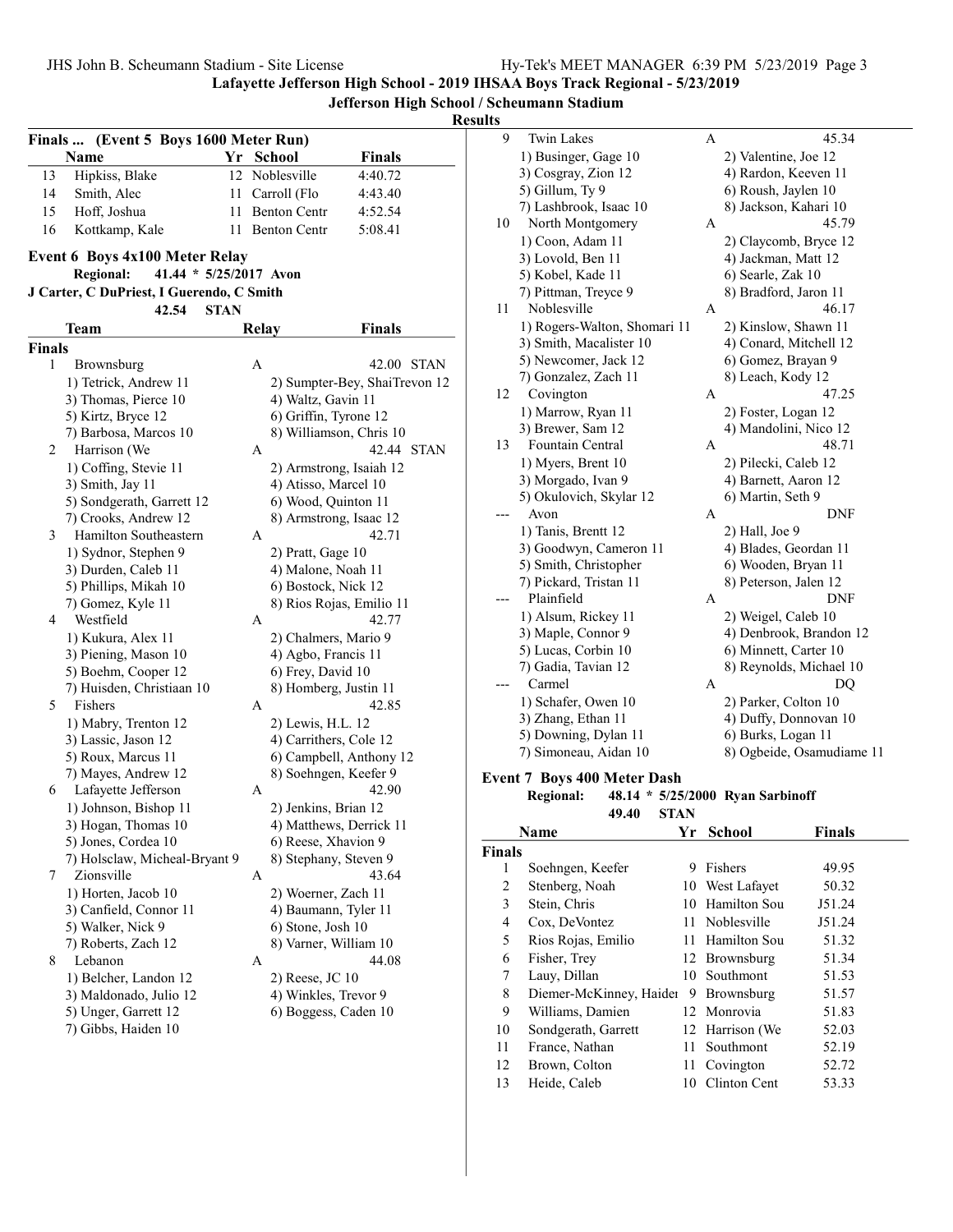## Lafayette Jefferson High School - 2019 IHSAA Boys Track Regional - 5/23/2019

### Jefferson High School / Scheumann Stadium

**Results**

### Finals ... (Event 5 Boys 1600 Meter Run)

| | Name | Yr | School | Finals |
|---|---|---|---|---|
| 13 | Hipkiss, Blake | 12 | Noblesville | 4:40.72 |
| 14 | Smith, Alec | 11 | Carroll (Flo | 4:43.40 |
| 15 | Hoff, Joshua | 11 | Benton Centr | 4:52.54 |
| 16 | Kottkamp, Kale | 11 | Benton Centr | 5:08.41 |

### Event 6 Boys 4x100 Meter Relay

**Regional:** 41.44 * 5/25/2017 Avon
J Carter, C DuPriest, I Guerendo, C Smith
42.54 STAN

| | Team | Relay | Finals |
|---|---|---|---|
| **Finals** | | | |
| 1 | Brownsburg | A | 42.00 STAN |
| | 1) Tetrick, Andrew 11; 2) Sumpter-Bey, ShaiTrevon 12; 3) Thomas, Pierce 10; 4) Waltz, Gavin 11; 5) Kirtz, Bryce 12; 6) Griffin, Tyrone 12; 7) Barbosa, Marcos 10; 8) Williamson, Chris 10 | | |
| 2 | Harrison (We | A | 42.44 STAN |
| | 1) Coffing, Stevie 11; 2) Armstrong, Isaiah 12; 3) Smith, Jay 11; 4) Atisso, Marcel 10; 5) Sondgerath, Garrett 12; 6) Wood, Quinton 11; 7) Crooks, Andrew 12; 8) Armstrong, Isaac 12 | | |
| 3 | Hamilton Southeastern | A | 42.71 |
| | 1) Sydnor, Stephen 9; 2) Pratt, Gage 10; 3) Durden, Caleb 11; 4) Malone, Noah 11; 5) Phillips, Mikah 10; 6) Bostock, Nick 12; 7) Gomez, Kyle 11; 8) Rios Rojas, Emilio 11 | | |
| 4 | Westfield | A | 42.77 |
| | 1) Kukura, Alex 11; 2) Chalmers, Mario 9; 3) Piening, Mason 10; 4) Agbo, Francis 11; 5) Boehm, Cooper 12; 6) Frey, David 10; 7) Huisden, Christiaan 10; 8) Homberg, Justin 11 | | |
| 5 | Fishers | A | 42.85 |
| | 1) Mabry, Trenton 12; 2) Lewis, H.L. 12; 3) Lassic, Jason 12; 4) Carrithers, Cole 12; 5) Roux, Marcus 11; 6) Campbell, Anthony 12; 7) Mayes, Andrew 12; 8) Soehngen, Keefer 9 | | |
| 6 | Lafayette Jefferson | A | 42.90 |
| | 1) Johnson, Bishop 11; 2) Jenkins, Brian 12; 3) Hogan, Thomas 10; 4) Matthews, Derrick 11; 5) Jones, Cordea 10; 6) Reese, Xhavion 9; 7) Holsclaw, Micheal-Bryant 9; 8) Stephany, Steven 9 | | |
| 7 | Zionsville | A | 43.64 |
| | 1) Horten, Jacob 10; 2) Woerner, Zach 11; 3) Canfield, Connor 11; 4) Baumann, Tyler 11; 5) Walker, Nick 9; 6) Stone, Josh 10; 7) Roberts, Zach 12; 8) Varner, William 10 | | |
| 8 | Lebanon | A | 44.08 |
| | 1) Belcher, Landon 12; 2) Reese, JC 10; 3) Maldonado, Julio 12; 4) Winkles, Trevor 9; 5) Unger, Garrett 12; 6) Boggess, Caden 10; 7) Gibbs, Haiden 10 | | |
| 9 | Twin Lakes | A | 45.34 |
| | 1) Businger, Gage 10; 2) Valentine, Joe 12; 3) Cosgray, Zion 12; 4) Rardon, Keeven 11; 5) Gillum, Ty 9; 6) Roush, Jaylen 10; 7) Lashbrook, Isaac 10; 8) Jackson, Kahari 10 | | |
| 10 | North Montgomery | A | 45.79 |
| | 1) Coon, Adam 11; 2) Claycomb, Bryce 12; 3) Lovold, Ben 11; 4) Jackman, Matt 12; 5) Kobel, Kade 11; 6) Searle, Zak 10; 7) Pittman, Treyce 9; 8) Bradford, Jaron 11 | | |
| 11 | Noblesville | A | 46.17 |
| | 1) Rogers-Walton, Shomari 11; 2) Kinslow, Shawn 11; 3) Smith, Macalister 10; 4) Conard, Mitchell 12; 5) Newcomer, Jack 12; 6) Gomez, Brayan 9; 7) Gonzalez, Zach 11; 8) Leach, Kody 12 | | |
| 12 | Covington | A | 47.25 |
| | 1) Marrow, Ryan 11; 2) Foster, Logan 12; 3) Brewer, Sam 12; 4) Mandolini, Nico 12 | | |
| 13 | Fountain Central | A | 48.71 |
| | 1) Myers, Brent 10; 2) Pilecki, Caleb 12; 3) Morgado, Ivan 9; 4) Barnett, Aaron 12; 5) Okulovich, Skylar 12; 6) Martin, Seth 9 | | |
| --- | Avon | A | DNF |
| | 1) Tanis, Brentt 12; 2) Hall, Joe 9; 3) Goodwyn, Cameron 11; 4) Blades, Geordan 11; 5) Smith, Christopher; 6) Wooden, Bryan 11; 7) Pickard, Tristan 11; 8) Peterson, Jalen 12 | | |
| --- | Plainfield | A | DNF |
| | 1) Alsum, Rickey 11; 2) Weigel, Caleb 10; 3) Maple, Connor 9; 4) Denbrook, Brandon 12; 5) Lucas, Corbin 10; 6) Minnett, Carter 10; 7) Gadia, Tavian 12; 8) Reynolds, Michael 10 | | |
| --- | Carmel | A | DQ |
| | 1) Schafer, Owen 10; 2) Parker, Colton 10; 3) Zhang, Ethan 11; 4) Duffy, Donnovan 10; 5) Downing, Dylan 11; 6) Burks, Logan 11; 7) Simoneau, Aidan 10; 8) Ogbeide, Osamudiame 11 | | |

### Event 7 Boys 400 Meter Dash

**Regional:** 48.14 * 5/25/2000 Ryan Sarbinoff
49.40 STAN

| | Name | Yr | School | Finals |
|---|---|---|---|---|
| **Finals** | | | | |
| 1 | Soehngen, Keefer | 9 | Fishers | 49.95 |
| 2 | Stenberg, Noah | 10 | West Lafayet | 50.32 |
| 3 | Stein, Chris | 10 | Hamilton Sou | J51.24 |
| 4 | Cox, DeVontez | 11 | Noblesville | J51.24 |
| 5 | Rios Rojas, Emilio | 11 | Hamilton Sou | 51.32 |
| 6 | Fisher, Trey | 12 | Brownsburg | 51.34 |
| 7 | Lauy, Dillan | 10 | Southmont | 51.53 |
| 8 | Diemer-McKinney, Haider | 9 | Brownsburg | 51.57 |
| 9 | Williams, Damien | 12 | Monrovia | 51.83 |
| 10 | Sondgerath, Garrett | 12 | Harrison (We | 52.03 |
| 11 | France, Nathan | 11 | Southmont | 52.19 |
| 12 | Brown, Colton | 11 | Covington | 52.72 |
| 13 | Heide, Caleb | 10 | Clinton Cent | 53.33 |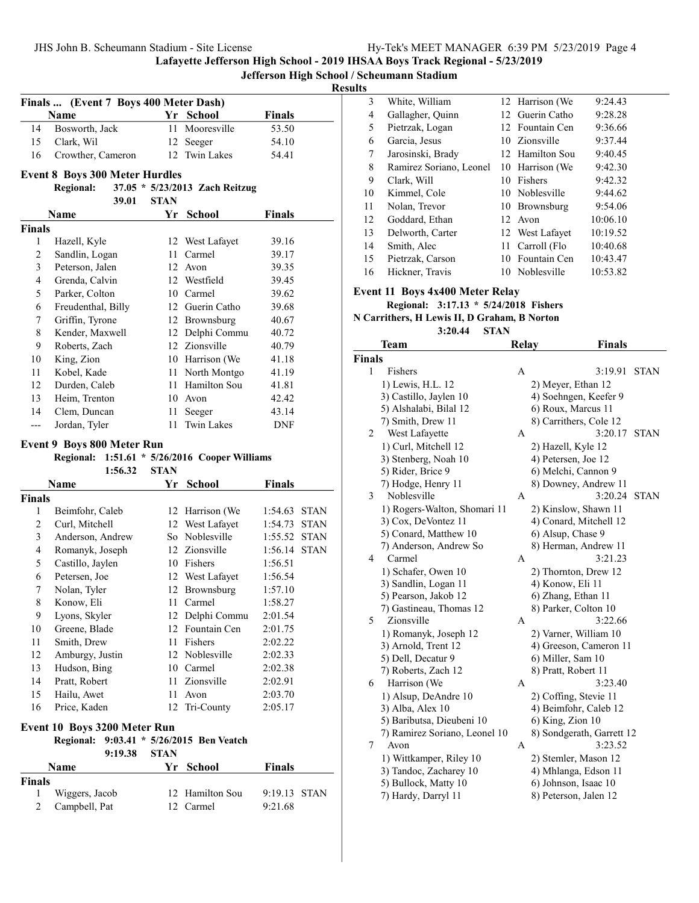# Lafayette Jefferson High School - 2019 IHSAA Boys Track Regional - 5/23/2019

## Jefferson High School / Scheumann Stadium

### Results

### Finals ... (Event 7 Boys 400 Meter Dash)

| | Name | Yr | School | Finals |
|---|---|---|---|---|
| 14 | Bosworth, Jack | 11 | Mooresville | 53.50 |
| 15 | Clark, Wil | 12 | Seeger | 54.10 |
| 16 | Crowther, Cameron | 12 | Twin Lakes | 54.41 |

### Event 8 Boys 300 Meter Hurdles

**Regional: 37.05 * 5/23/2013 Zach Reitzug**
**39.01 STAN**

| | Name | Yr | School | Finals |
|---|---|---|---|---|
| **Finals** | | | | |
| 1 | Hazell, Kyle | 12 | West Lafayet | 39.16 |
| 2 | Sandlin, Logan | 11 | Carmel | 39.17 |
| 3 | Peterson, Jalen | 12 | Avon | 39.35 |
| 4 | Grenda, Calvin | 12 | Westfield | 39.45 |
| 5 | Parker, Colton | 10 | Carmel | 39.62 |
| 6 | Freudenthal, Billy | 12 | Guerin Catho | 39.68 |
| 7 | Griffin, Tyrone | 12 | Brownsburg | 40.67 |
| 8 | Kender, Maxwell | 12 | Delphi Commu | 40.72 |
| 9 | Roberts, Zach | 12 | Zionsville | 40.79 |
| 10 | King, Zion | 10 | Harrison (We | 41.18 |
| 11 | Kobel, Kade | 11 | North Montgo | 41.19 |
| 12 | Durden, Caleb | 11 | Hamilton Sou | 41.81 |
| 13 | Heim, Trenton | 10 | Avon | 42.42 |
| 14 | Clem, Duncan | 11 | Seeger | 43.14 |
| --- | Jordan, Tyler | 11 | Twin Lakes | DNF |

### Event 9 Boys 800 Meter Run

**Regional: 1:51.61 * 5/26/2016 Cooper Williams**
**1:56.32 STAN**

| | Name | Yr | School | Finals | |
|---|---|---|---|---|---|
| **Finals** | | | | | |
| 1 | Beimfohr, Caleb | 12 | Harrison (We | 1:54.63 | STAN |
| 2 | Curl, Mitchell | 12 | West Lafayet | 1:54.73 | STAN |
| 3 | Anderson, Andrew | So | Noblesville | 1:55.52 | STAN |
| 4 | Romanyk, Joseph | 12 | Zionsville | 1:56.14 | STAN |
| 5 | Castillo, Jaylen | 10 | Fishers | 1:56.51 | |
| 6 | Petersen, Joe | 12 | West Lafayet | 1:56.54 | |
| 7 | Nolan, Tyler | 12 | Brownsburg | 1:57.10 | |
| 8 | Konow, Eli | 11 | Carmel | 1:58.27 | |
| 9 | Lyons, Skyler | 12 | Delphi Commu | 2:01.54 | |
| 10 | Greene, Blade | 12 | Fountain Cen | 2:01.75 | |
| 11 | Smith, Drew | 11 | Fishers | 2:02.22 | |
| 12 | Amburgy, Justin | 12 | Noblesville | 2:02.33 | |
| 13 | Hudson, Bing | 10 | Carmel | 2:02.38 | |
| 14 | Pratt, Robert | 11 | Zionsville | 2:02.91 | |
| 15 | Hailu, Awet | 11 | Avon | 2:03.70 | |
| 16 | Price, Kaden | 12 | Tri-County | 2:05.17 | |

### Event 10 Boys 3200 Meter Run

**Regional: 9:03.41 * 5/26/2015 Ben Veatch**
**9:19.38 STAN**

| | Name | Yr | School | Finals | |
|---|---|---|---|---|---|
| **Finals** | | | | | |
| 1 | Wiggers, Jacob | 12 | Hamilton Sou | 9:19.13 | STAN |
| 2 | Campbell, Pat | 12 | Carmel | 9:21.68 | |
| 3 | White, William | 12 | Harrison (We | 9:24.43 | |
| 4 | Gallagher, Quinn | 12 | Guerin Catho | 9:28.28 | |
| 5 | Pietrzak, Logan | 12 | Fountain Cen | 9:36.66 | |
| 6 | Garcia, Jesus | 10 | Zionsville | 9:37.44 | |
| 7 | Jarosinski, Brady | 12 | Hamilton Sou | 9:40.45 | |
| 8 | Ramirez Soriano, Leonel | 10 | Harrison (We | 9:42.30 | |
| 9 | Clark, Will | 10 | Fishers | 9:42.32 | |
| 10 | Kimmel, Cole | 10 | Noblesville | 9:44.62 | |
| 11 | Nolan, Trevor | 10 | Brownsburg | 9:54.06 | |
| 12 | Goddard, Ethan | 12 | Avon | 10:06.10 | |
| 13 | Delworth, Carter | 12 | West Lafayet | 10:19.52 | |
| 14 | Smith, Alec | 11 | Carroll (Flo | 10:40.68 | |
| 15 | Pietrzak, Carson | 10 | Fountain Cen | 10:43.47 | |
| 16 | Hickner, Travis | 10 | Noblesville | 10:53.82 | |

### Event 11 Boys 4x400 Meter Relay

**Regional: 3:17.13 * 5/24/2018 Fishers**
**N Carrithers, H Lewis II, D Graham, B Norton**
**3:20.44 STAN**

| | Team | Relay | Finals | |
|---|---|---|---|---|
| **Finals** | | | | |
| 1 | Fishers | A | 3:19.91 | STAN |
| | 1) Lewis, H.L. 12 | 2) Meyer, Ethan 12 | | |
| | 3) Castillo, Jaylen 10 | 4) Soehngen, Keefer 9 | | |
| | 5) Alshalabi, Bilal 12 | 6) Roux, Marcus 11 | | |
| | 7) Smith, Drew 11 | 8) Carrithers, Cole 12 | | |
| 2 | West Lafayette | A | 3:20.17 | STAN |
| | 1) Curl, Mitchell 12 | 2) Hazell, Kyle 12 | | |
| | 3) Stenberg, Noah 10 | 4) Petersen, Joe 12 | | |
| | 5) Rider, Brice 9 | 6) Melchi, Cannon 9 | | |
| | 7) Hodge, Henry 11 | 8) Downey, Andrew 11 | | |
| 3 | Noblesville | A | 3:20.24 | STAN |
| | 1) Rogers-Walton, Shomari 11 | 2) Kinslow, Shawn 11 | | |
| | 3) Cox, DeVontez 11 | 4) Conard, Mitchell 12 | | |
| | 5) Conard, Matthew 10 | 6) Alsup, Chase 9 | | |
| | 7) Anderson, Andrew So | 8) Herman, Andrew 11 | | |
| 4 | Carmel | A | 3:21.23 | |
| | 1) Schafer, Owen 10 | 2) Thornton, Drew 12 | | |
| | 3) Sandlin, Logan 11 | 4) Konow, Eli 11 | | |
| | 5) Pearson, Jakob 12 | 6) Zhang, Ethan 11 | | |
| | 7) Gastineau, Thomas 12 | 8) Parker, Colton 10 | | |
| 5 | Zionsville | A | 3:22.66 | |
| | 1) Romanyk, Joseph 12 | 2) Varner, William 10 | | |
| | 3) Arnold, Trent 12 | 4) Greeson, Cameron 11 | | |
| | 5) Dell, Decatur 9 | 6) Miller, Sam 10 | | |
| | 7) Roberts, Zach 12 | 8) Pratt, Robert 11 | | |
| 6 | Harrison (We | A | 3:23.40 | |
| | 1) Alsup, DeAndre 10 | 2) Coffing, Stevie 11 | | |
| | 3) Alba, Alex 10 | 4) Beimfohr, Caleb 12 | | |
| | 5) Baributsa, Dieubeni 10 | 6) King, Zion 10 | | |
| | 7) Ramirez Soriano, Leonel 10 | 8) Sondgerath, Garrett 12 | | |
| 7 | Avon | A | 3:23.52 | |
| | 1) Wittkamper, Riley 10 | 2) Stemler, Mason 12 | | |
| | 3) Tandoc, Zacharey 10 | 4) Mhlanga, Edson 11 | | |
| | 5) Bullock, Matty 10 | 6) Johnson, Isaac 10 | | |
| | 7) Hardy, Darryl 11 | 8) Peterson, Jalen 12 | | |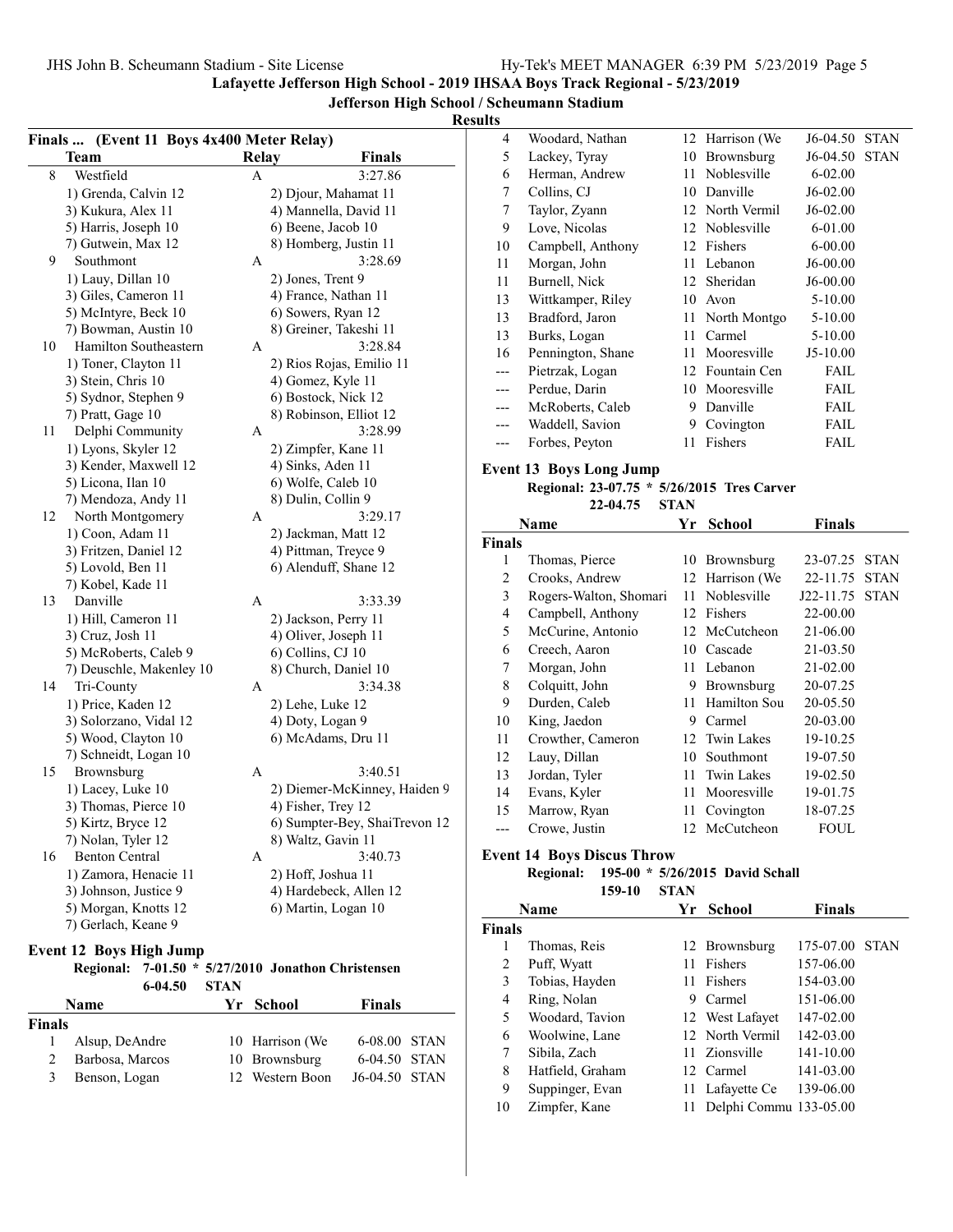**Lafayette Jefferson High School - 2019 IHSAA Boys Track Regional - 5/23/2019**

**Jefferson High School / Scheumann Stadium**

**Results**

### Finals ... (Event 11 Boys 4x400 Meter Relay)

| | Team | Relay | Finals |
|---|---|---|---|
| 8 | Westfield | A | 3:27.86 |
| | 1) Grenda, Calvin 12 | 2) Djour, Mahamat 11 | |
| | 3) Kukura, Alex 11 | 4) Mannella, David 11 | |
| | 5) Harris, Joseph 10 | 6) Beene, Jacob 10 | |
| | 7) Gutwein, Max 12 | 8) Homberg, Justin 11 | |
| 9 | Southmont | A | 3:28.69 |
| | 1) Lauy, Dillan 10 | 2) Jones, Trent 9 | |
| | 3) Giles, Cameron 11 | 4) France, Nathan 11 | |
| | 5) McIntyre, Beck 10 | 6) Sowers, Ryan 12 | |
| | 7) Bowman, Austin 10 | 8) Greiner, Takeshi 11 | |
| 10 | Hamilton Southeastern | A | 3:28.84 |
| | 1) Toner, Clayton 11 | 2) Rios Rojas, Emilio 11 | |
| | 3) Stein, Chris 10 | 4) Gomez, Kyle 11 | |
| | 5) Sydnor, Stephen 9 | 6) Bostock, Nick 12 | |
| | 7) Pratt, Gage 10 | 8) Robinson, Elliot 12 | |
| 11 | Delphi Community | A | 3:28.99 |
| | 1) Lyons, Skyler 12 | 2) Zimpfer, Kane 11 | |
| | 3) Kender, Maxwell 12 | 4) Sinks, Aden 11 | |
| | 5) Licona, Ilan 10 | 6) Wolfe, Caleb 10 | |
| | 7) Mendoza, Andy 11 | 8) Dulin, Collin 9 | |
| 12 | North Montgomery | A | 3:29.17 |
| | 1) Coon, Adam 11 | 2) Jackman, Matt 12 | |
| | 3) Fritzen, Daniel 12 | 4) Pittman, Treyce 9 | |
| | 5) Lovold, Ben 11 | 6) Alenduff, Shane 12 | |
| | 7) Kobel, Kade 11 | | |
| 13 | Danville | A | 3:33.39 |
| | 1) Hill, Cameron 11 | 2) Jackson, Perry 11 | |
| | 3) Cruz, Josh 11 | 4) Oliver, Joseph 11 | |
| | 5) McRoberts, Caleb 9 | 6) Collins, CJ 10 | |
| | 7) Deuschle, Makenley 10 | 8) Church, Daniel 10 | |
| 14 | Tri-County | A | 3:34.38 |
| | 1) Price, Kaden 12 | 2) Lehe, Luke 12 | |
| | 3) Solorzano, Vidal 12 | 4) Doty, Logan 9 | |
| | 5) Wood, Clayton 10 | 6) McAdams, Dru 11 | |
| | 7) Schneidt, Logan 10 | | |
| 15 | Brownsburg | A | 3:40.51 |
| | 1) Lacey, Luke 10 | 2) Diemer-McKinney, Haiden 9 | |
| | 3) Thomas, Pierce 10 | 4) Fisher, Trey 12 | |
| | 5) Kirtz, Bryce 12 | 6) Sumpter-Bey, ShaiTrevon 12 | |
| | 7) Nolan, Tyler 12 | 8) Waltz, Gavin 11 | |
| 16 | Benton Central | A | 3:40.73 |
| | 1) Zamora, Henacie 11 | 2) Hoff, Joshua 11 | |
| | 3) Johnson, Justice 9 | 4) Hardebeck, Allen 12 | |
| | 5) Morgan, Knotts 12 | 6) Martin, Logan 10 | |
| | 7) Gerlach, Keane 9 | | |

### Event 12 Boys High Jump

Regional: 7-01.50 * 5/27/2010 Jonathon Christensen
6-04.50 STAN

| | Name | Yr | School | Finals | |
|---|---|---|---|---|---|
| **Finals** | | | | | |
| 1 | Alsup, DeAndre | 10 | Harrison (We | 6-08.00 | STAN |
| 2 | Barbosa, Marcos | 10 | Brownsburg | 6-04.50 | STAN |
| 3 | Benson, Logan | 12 | Western Boon | J6-04.50 | STAN |
| 4 | Woodard, Nathan | 12 | Harrison (We | J6-04.50 | STAN |
| 5 | Lackey, Tyray | 10 | Brownsburg | J6-04.50 | STAN |
| 6 | Herman, Andrew | 11 | Noblesville | 6-02.00 | |
| 7 | Collins, CJ | 10 | Danville | J6-02.00 | |
| 7 | Taylor, Zyann | 12 | North Vermil | J6-02.00 | |
| 9 | Love, Nicolas | 12 | Noblesville | 6-01.00 | |
| 10 | Campbell, Anthony | 12 | Fishers | 6-00.00 | |
| 11 | Morgan, John | 11 | Lebanon | J6-00.00 | |
| 11 | Burnell, Nick | 12 | Sheridan | J6-00.00 | |
| 13 | Wittkamper, Riley | 10 | Avon | 5-10.00 | |
| 13 | Bradford, Jaron | 11 | North Montgo | 5-10.00 | |
| 13 | Burks, Logan | 11 | Carmel | 5-10.00 | |
| 16 | Pennington, Shane | 11 | Mooresville | J5-10.00 | |
| --- | Pietrzak, Logan | 12 | Fountain Cen | FAIL | |
| --- | Perdue, Darin | 10 | Mooresville | FAIL | |
| --- | McRoberts, Caleb | 9 | Danville | FAIL | |
| --- | Waddell, Savion | 9 | Covington | FAIL | |
| --- | Forbes, Peyton | 11 | Fishers | FAIL | |

### Event 13 Boys Long Jump

Regional: 23-07.75 * 5/26/2015 Tres Carver
22-04.75 STAN

| | Name | Yr | School | Finals | |
|---|---|---|---|---|---|
| **Finals** | | | | | |
| 1 | Thomas, Pierce | 10 | Brownsburg | 23-07.25 | STAN |
| 2 | Crooks, Andrew | 12 | Harrison (We | 22-11.75 | STAN |
| 3 | Rogers-Walton, Shomari | 11 | Noblesville | J22-11.75 | STAN |
| 4 | Campbell, Anthony | 12 | Fishers | 22-00.00 | |
| 5 | McCurine, Antonio | 12 | McCutcheon | 21-06.00 | |
| 6 | Creech, Aaron | 10 | Cascade | 21-03.50 | |
| 7 | Morgan, John | 11 | Lebanon | 21-02.00 | |
| 8 | Colquitt, John | 9 | Brownsburg | 20-07.25 | |
| 9 | Durden, Caleb | 11 | Hamilton Sou | 20-05.50 | |
| 10 | King, Jaedon | 9 | Carmel | 20-03.00 | |
| 11 | Crowther, Cameron | 12 | Twin Lakes | 19-10.25 | |
| 12 | Lauy, Dillan | 10 | Southmont | 19-07.50 | |
| 13 | Jordan, Tyler | 11 | Twin Lakes | 19-02.50 | |
| 14 | Evans, Kyler | 11 | Mooresville | 19-01.75 | |
| 15 | Marrow, Ryan | 11 | Covington | 18-07.25 | |
| --- | Crowe, Justin | 12 | McCutcheon | FOUL | |

### Event 14 Boys Discus Throw

Regional: 195-00 * 5/26/2015 David Schall
159-10 STAN

| | Name | Yr | School | Finals | |
|---|---|---|---|---|---|
| **Finals** | | | | | |
| 1 | Thomas, Reis | 12 | Brownsburg | 175-07.00 | STAN |
| 2 | Puff, Wyatt | 11 | Fishers | 157-06.00 | |
| 3 | Tobias, Hayden | 11 | Fishers | 154-03.00 | |
| 4 | Ring, Nolan | 9 | Carmel | 151-06.00 | |
| 5 | Woodard, Tavion | 12 | West Lafayet | 147-02.00 | |
| 6 | Woolwine, Lane | 12 | North Vermil | 142-03.00 | |
| 7 | Sibila, Zach | 11 | Zionsville | 141-10.00 | |
| 8 | Hatfield, Graham | 12 | Carmel | 141-03.00 | |
| 9 | Suppinger, Evan | 11 | Lafayette Ce | 139-06.00 | |
| 10 | Zimpfer, Kane | 11 | Delphi Commu | 133-05.00 | |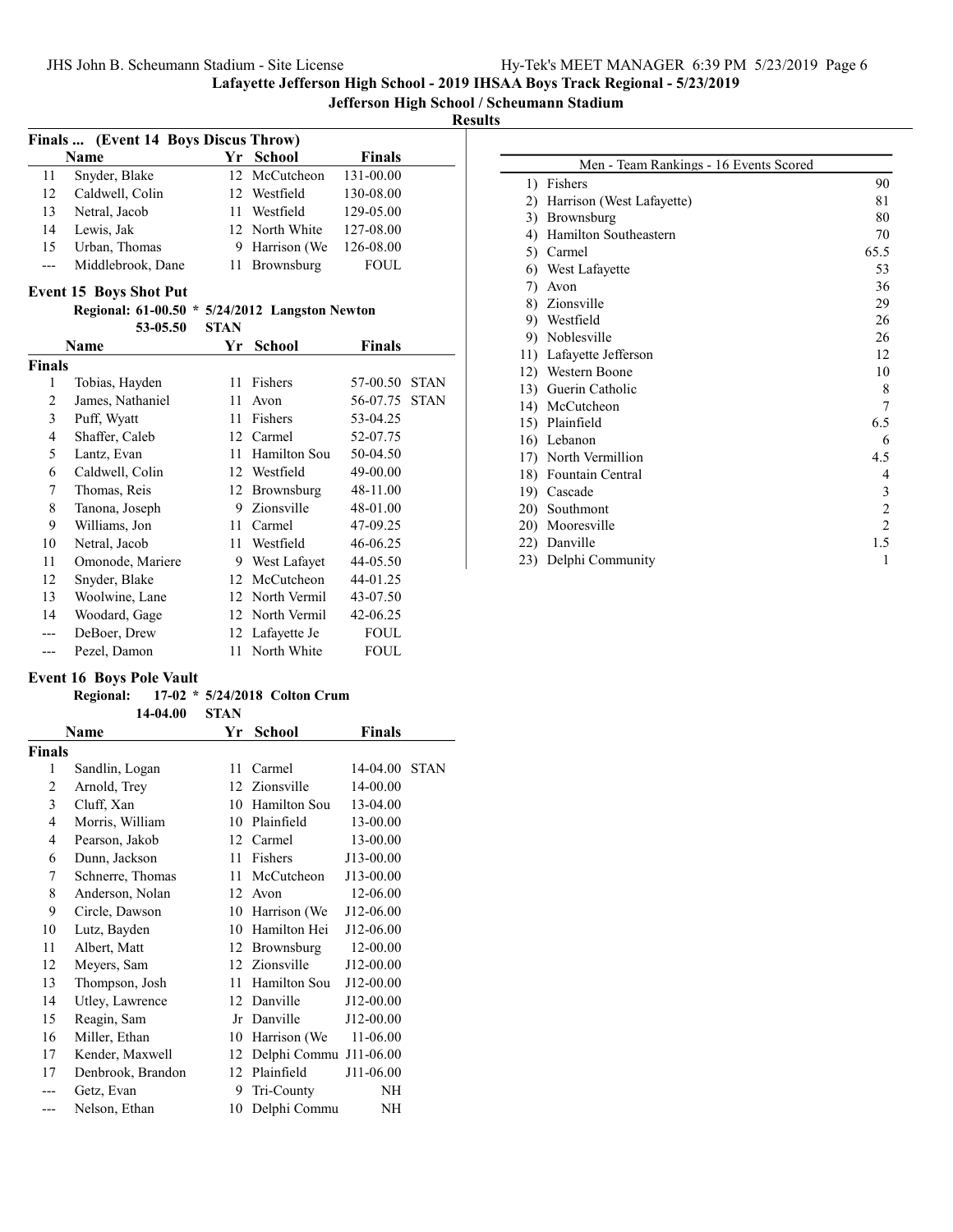Lafayette Jefferson High School - 2019 IHSAA Boys Track Regional - 5/23/2019

Jefferson High School / Scheumann Stadium

**Results**

### Finals ... (Event 14 Boys Discus Throw)

| | Name | Yr | School | Finals |
|---|---|---|---|---|
| 11 | Snyder, Blake | 12 | McCutcheon | 131-00.00 |
| 12 | Caldwell, Colin | 12 | Westfield | 130-08.00 |
| 13 | Netral, Jacob | 11 | Westfield | 129-05.00 |
| 14 | Lewis, Jak | 12 | North White | 127-08.00 |
| 15 | Urban, Thomas | 9 | Harrison (We | 126-08.00 |
| --- | Middlebrook, Dane | 11 | Brownsburg | FOUL |

### Event 15 Boys Shot Put

**Regional: 61-00.50 * 5/24/2012 Langston Newton**

**53-05.50 STAN**

| | Name | Yr | School | Finals | |
|---|---|---|---|---|---|
| **Finals** | | | | | |
| 1 | Tobias, Hayden | 11 | Fishers | 57-00.50 | STAN |
| 2 | James, Nathaniel | 11 | Avon | 56-07.75 | STAN |
| 3 | Puff, Wyatt | 11 | Fishers | 53-04.25 | |
| 4 | Shaffer, Caleb | 12 | Carmel | 52-07.75 | |
| 5 | Lantz, Evan | 11 | Hamilton Sou | 50-04.50 | |
| 6 | Caldwell, Colin | 12 | Westfield | 49-00.00 | |
| 7 | Thomas, Reis | 12 | Brownsburg | 48-11.00 | |
| 8 | Tanona, Joseph | 9 | Zionsville | 48-01.00 | |
| 9 | Williams, Jon | 11 | Carmel | 47-09.25 | |
| 10 | Netral, Jacob | 11 | Westfield | 46-06.25 | |
| 11 | Omonode, Mariere | 9 | West Lafayet | 44-05.50 | |
| 12 | Snyder, Blake | 12 | McCutcheon | 44-01.25 | |
| 13 | Woolwine, Lane | 12 | North Vermil | 43-07.50 | |
| 14 | Woodard, Gage | 12 | North Vermil | 42-06.25 | |
| --- | DeBoer, Drew | 12 | Lafayette Je | FOUL | |
| --- | Pezel, Damon | 11 | North White | FOUL | |

### Event 16 Boys Pole Vault

**Regional: 17-02 * 5/24/2018 Colton Crum**

**14-04.00 STAN**

| | Name | Yr | School | Finals | |
|---|---|---|---|---|---|
| **Finals** | | | | | |
| 1 | Sandlin, Logan | 11 | Carmel | 14-04.00 | STAN |
| 2 | Arnold, Trey | 12 | Zionsville | 14-00.00 | |
| 3 | Cluff, Xan | 10 | Hamilton Sou | 13-04.00 | |
| 4 | Morris, William | 10 | Plainfield | 13-00.00 | |
| 4 | Pearson, Jakob | 12 | Carmel | 13-00.00 | |
| 6 | Dunn, Jackson | 11 | Fishers | J13-00.00 | |
| 7 | Schnerre, Thomas | 11 | McCutcheon | J13-00.00 | |
| 8 | Anderson, Nolan | 12 | Avon | 12-06.00 | |
| 9 | Circle, Dawson | 10 | Harrison (We | J12-06.00 | |
| 10 | Lutz, Bayden | 10 | Hamilton Hei | J12-06.00 | |
| 11 | Albert, Matt | 12 | Brownsburg | 12-00.00 | |
| 12 | Meyers, Sam | 12 | Zionsville | J12-00.00 | |
| 13 | Thompson, Josh | 11 | Hamilton Sou | J12-00.00 | |
| 14 | Utley, Lawrence | 12 | Danville | J12-00.00 | |
| 15 | Reagin, Sam | Jr | Danville | J12-00.00 | |
| 16 | Miller, Ethan | 10 | Harrison (We | 11-06.00 | |
| 17 | Kender, Maxwell | 12 | Delphi Commu | J11-06.00 | |
| 17 | Denbrook, Brandon | 12 | Plainfield | J11-06.00 | |
| --- | Getz, Evan | 9 | Tri-County | NH | |
| --- | Nelson, Ethan | 10 | Delphi Commu | NH | |

### Men - Team Rankings - 16 Events Scored

| | | |
|---|---|---|
| 1) | Fishers | 90 |
| 2) | Harrison (West Lafayette) | 81 |
| 3) | Brownsburg | 80 |
| 4) | Hamilton Southeastern | 70 |
| 5) | Carmel | 65.5 |
| 6) | West Lafayette | 53 |
| 7) | Avon | 36 |
| 8) | Zionsville | 29 |
| 9) | Westfield | 26 |
| 9) | Noblesville | 26 |
| 11) | Lafayette Jefferson | 12 |
| 12) | Western Boone | 10 |
| 13) | Guerin Catholic | 8 |
| 14) | McCutcheon | 7 |
| 15) | Plainfield | 6.5 |
| 16) | Lebanon | 6 |
| 17) | North Vermillion | 4.5 |
| 18) | Fountain Central | 4 |
| 19) | Cascade | 3 |
| 20) | Southmont | 2 |
| 20) | Mooresville | 2 |
| 22) | Danville | 1.5 |
| 23) | Delphi Community | 1 |